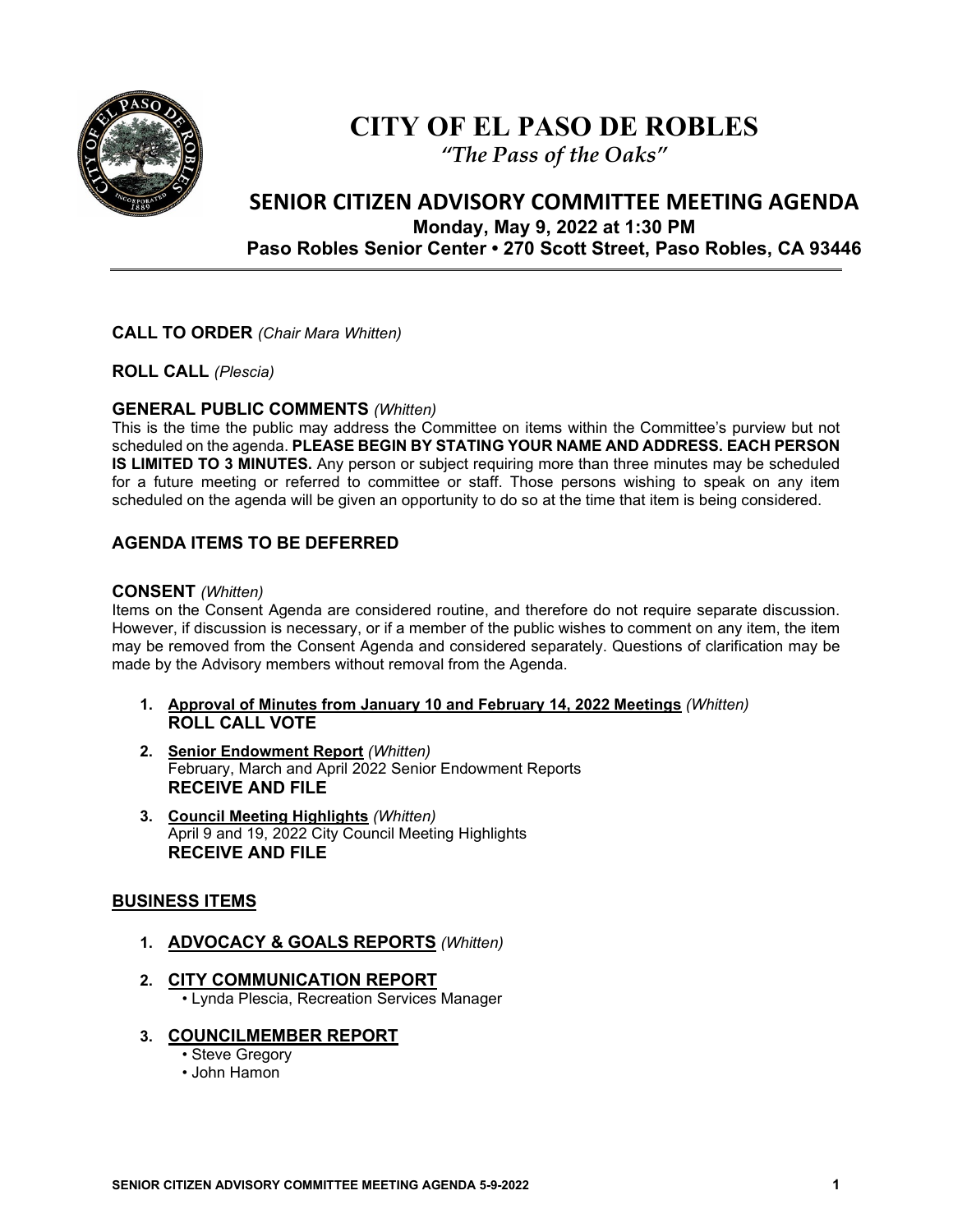# CITY OF EL PASO DE ROBLES

*"The Pass of the Oaks"*

## SENIOR CITIZEN ADVISORY COMMITTEE MEETING AGENDA

**Monday, May 9, 2022 at 1:30 PM**

**Paso Robles Senior Center • 270 Scott Street, Paso Robles, CA 93446**

---

**CALL TO ORDER** *(Chair Mara Whitten)*

**ROLL CALL** *(Plescia)*

**GENERAL PUBLIC COMMENTS** *(Whitten)*

This is the time the public may address the Committee on items within the Committee's purview but not scheduled on the agenda. **PLEASE BEGIN BY STATING YOUR NAME AND ADDRESS. EACH PERSON IS LIMITED TO 3 MINUTES.** Any person or subject requiring more than three minutes may be scheduled for a future meeting or referred to committee or staff. Those persons wishing to speak on any item scheduled on the agenda will be given an opportunity to do so at the time that item is being considered.

**AGENDA ITEMS TO BE DEFERRED**

**CONSENT** *(Whitten)*

Items on the Consent Agenda are considered routine, and therefore do not require separate discussion. However, if discussion is necessary, or if a member of the public wishes to comment on any item, the item may be removed from the Consent Agenda and considered separately. Questions of clarification may be made by the Advisory members without removal from the Agenda.

1. **Approval of Minutes from January 10 and February 14, 2022 Meetings** *(Whitten)*
   **ROLL CALL VOTE**
2. **Senior Endowment Report** *(Whitten)*
   February, March and April 2022 Senior Endowment Reports
   **RECEIVE AND FILE**
3. **Council Meeting Highlights** *(Whitten)*
   April 9 and 19, 2022 City Council Meeting Highlights
   **RECEIVE AND FILE**

**BUSINESS ITEMS**

1. **ADVOCACY & GOALS REPORTS** *(Whitten)*
2. **CITY COMMUNICATION REPORT**
   - Lynda Plescia, Recreation Services Manager
3. **COUNCILMEMBER REPORT**
   - Steve Gregory
   - John Hamon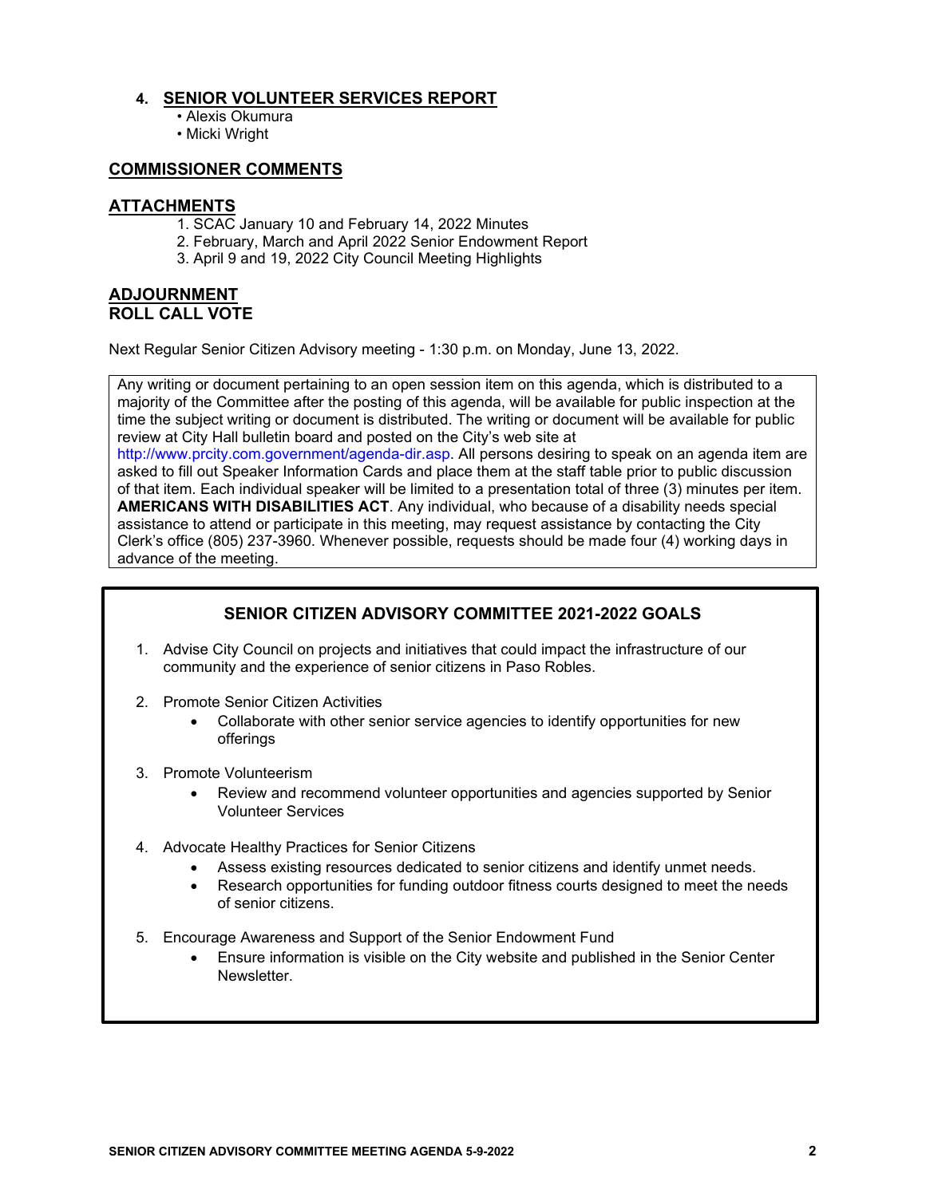## 4. SENIOR VOLUNTEER SERVICES REPORT

- Alexis Okumura
- Micki Wright

## COMMISSIONER COMMENTS

## ATTACHMENTS

1. SCAC January 10 and February 14, 2022 Minutes
2. February, March and April 2022 Senior Endowment Report
3. April 9 and 19, 2022 City Council Meeting Highlights

## ADJOURNMENT
**ROLL CALL VOTE**

Next Regular Senior Citizen Advisory meeting - 1:30 p.m. on Monday, June 13, 2022.

Any writing or document pertaining to an open session item on this agenda, which is distributed to a majority of the Committee after the posting of this agenda, will be available for public inspection at the time the subject writing or document is distributed. The writing or document will be available for public review at City Hall bulletin board and posted on the City's web site at http://www.prcity.com.government/agenda-dir.asp. All persons desiring to speak on an agenda item are asked to fill out Speaker Information Cards and place them at the staff table prior to public discussion of that item. Each individual speaker will be limited to a presentation total of three (3) minutes per item. **AMERICANS WITH DISABILITIES ACT**. Any individual, who because of a disability needs special assistance to attend or participate in this meeting, may request assistance by contacting the City Clerk's office (805) 237-3960. Whenever possible, requests should be made four (4) working days in advance of the meeting.

### SENIOR CITIZEN ADVISORY COMMITTEE 2021-2022 GOALS

1. Advise City Council on projects and initiatives that could impact the infrastructure of our community and the experience of senior citizens in Paso Robles.
2. Promote Senior Citizen Activities
   - Collaborate with other senior service agencies to identify opportunities for new offerings
3. Promote Volunteerism
   - Review and recommend volunteer opportunities and agencies supported by Senior Volunteer Services
4. Advocate Healthy Practices for Senior Citizens
   - Assess existing resources dedicated to senior citizens and identify unmet needs.
   - Research opportunities for funding outdoor fitness courts designed to meet the needs of senior citizens.
5. Encourage Awareness and Support of the Senior Endowment Fund
   - Ensure information is visible on the City website and published in the Senior Center Newsletter.